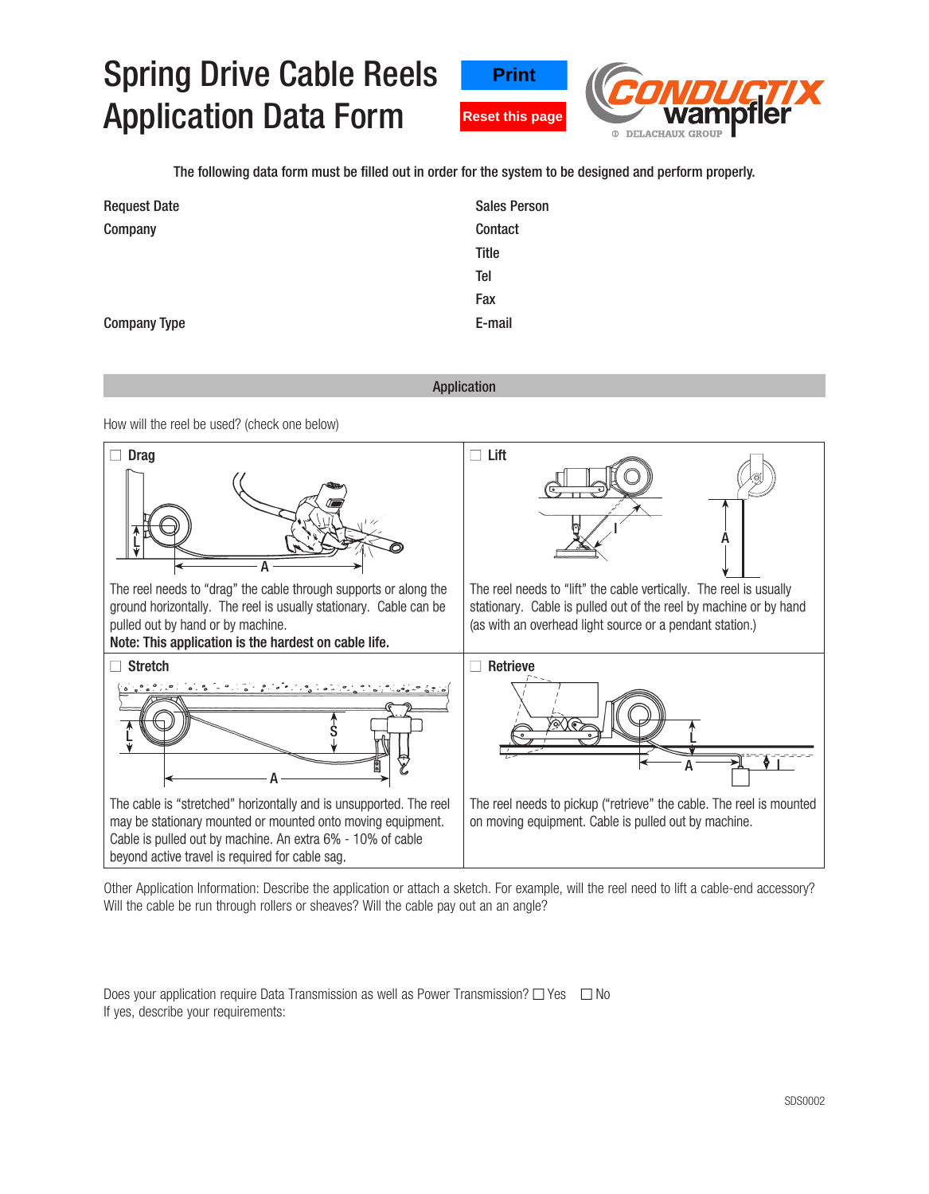# Spring Drive Cable Reels Application Data Form

Print

Reset this page

The following data form must be filled out in order for the system to be designed and perform properly.

| | |
|---|---|
| Request Date | Sales Person |
| Company | Contact |
| | Title |
| | Tel |
| | Fax |
| Company Type | E-mail |

## Application

How will the reel be used? (check one below)

| | |
|---|---|
| ☐ **Drag**<br><br>The reel needs to "drag" the cable through supports or along the ground horizontally. The reel is usually stationary. Cable can be pulled out by hand or by machine.<br>**Note: This application is the hardest on cable life.** | ☐ **Lift**<br><br>The reel needs to "lift" the cable vertically. The reel is usually stationary. Cable is pulled out of the reel by machine or by hand (as with an overhead light source or a pendant station.) |
| ☐ **Stretch**<br><br>The cable is "stretched" horizontally and is unsupported. The reel may be stationary mounted or mounted onto moving equipment. Cable is pulled out by machine. An extra 6% - 10% of cable beyond active travel is required for cable sag. | ☐ **Retrieve**<br><br>The reel needs to pickup ("retrieve" the cable. The reel is mounted on moving equipment. Cable is pulled out by machine. |

Other Application Information: Describe the application or attach a sketch. For example, will the reel need to lift a cable-end accessory? Will the cable be run through rollers or sheaves? Will the cable pay out an an angle?

Does your application require Data Transmission as well as Power Transmission? ☐ Yes ☐ No

If yes, describe your requirements:

SDS0002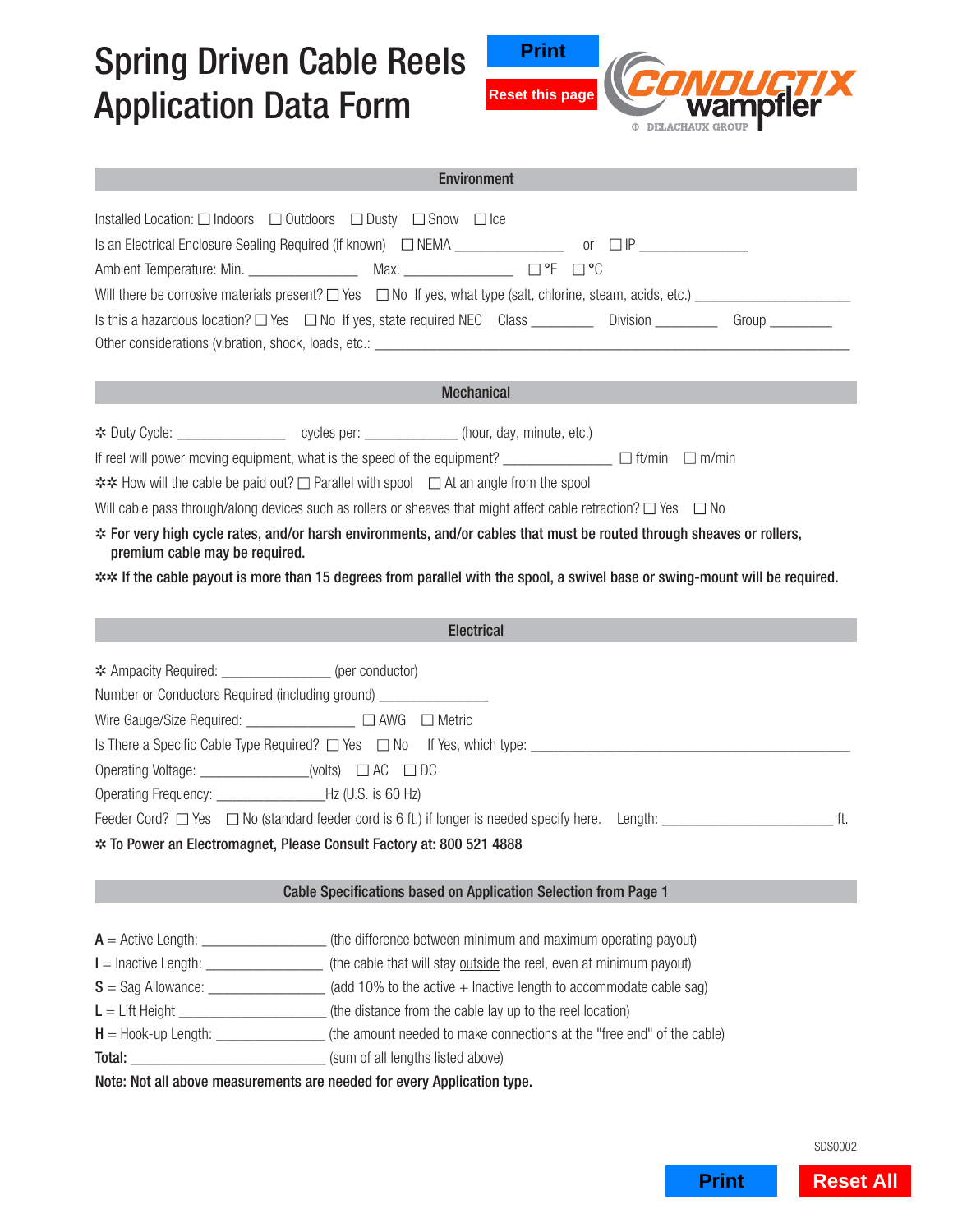# Spring Driven Cable Reels Application Data Form

Print

Reset this page

## Environment

Installed Location: ☐ Indoors ☐ Outdoors ☐ Dusty ☐ Snow ☐ Ice

Is an Electrical Enclosure Sealing Required (if known) ☐ NEMA ______________ or ☐ IP ______________

Ambient Temperature: Min. ______________ Max. ______________ ☐ °F ☐ °C

Will there be corrosive materials present? ☐ Yes ☐ No If yes, what type (salt, chlorine, steam, acids, etc.) ____________________

Is this a hazardous location? ☐ Yes ☐ No If yes, state required NEC Class ________ Division ________ Group ________

Other considerations (vibration, shock, loads, etc.: ____________________________________________________________

## Mechanical

✲ Duty Cycle: ______________ cycles per: ____________ (hour, day, minute, etc.)

If reel will power moving equipment, what is the speed of the equipment? ______________ ☐ ft/min ☐ m/min

✲✲ How will the cable be paid out? ☐ Parallel with spool ☐ At an angle from the spool

Will cable pass through/along devices such as rollers or sheaves that might affect cable retraction? ☐ Yes ☐ No

**✲ For very high cycle rates, and/or harsh environments, and/or cables that must be routed through sheaves or rollers, premium cable may be required.**

**✲✲ If the cable payout is more than 15 degrees from parallel with the spool, a swivel base or swing-mount will be required.**

## Electrical

✲ Ampacity Required: ______________ (per conductor)

Number or Conductors Required (including ground) ______________

Wire Gauge/Size Required: ______________ ☐ AWG ☐ Metric

Is There a Specific Cable Type Required? ☐ Yes ☐ No If Yes, which type: ____________________________________

Operating Voltage: ______________(volts) ☐ AC ☐ DC

Operating Frequency: ______________Hz (U.S. is 60 Hz)

Feeder Cord? ☐ Yes ☐ No (standard feeder cord is 6 ft.) if longer is needed specify here. Length: ______________________ ft.

**✲ To Power an Electromagnet, Please Consult Factory at: 800 521 4888**

## Cable Specifications based on Application Selection from Page 1

**A** = Active Length: ________________ (the difference between minimum and maximum operating payout)

**I** = Inactive Length: ________________ (the cable that will stay outside the reel, even at minimum payout)

**S** = Sag Allowance: ________________ (add 10% to the active + Inactive length to accommodate cable sag)

**L** = Lift Height ________________ (the distance from the cable lay up to the reel location)

**H** = Hook-up Length: ________________ (the amount needed to make connections at the "free end" of the cable)

**Total:** ________________________ (sum of all lengths listed above)

**Note: Not all above measurements are needed for every Application type.**

SDS0002

Print  Reset All